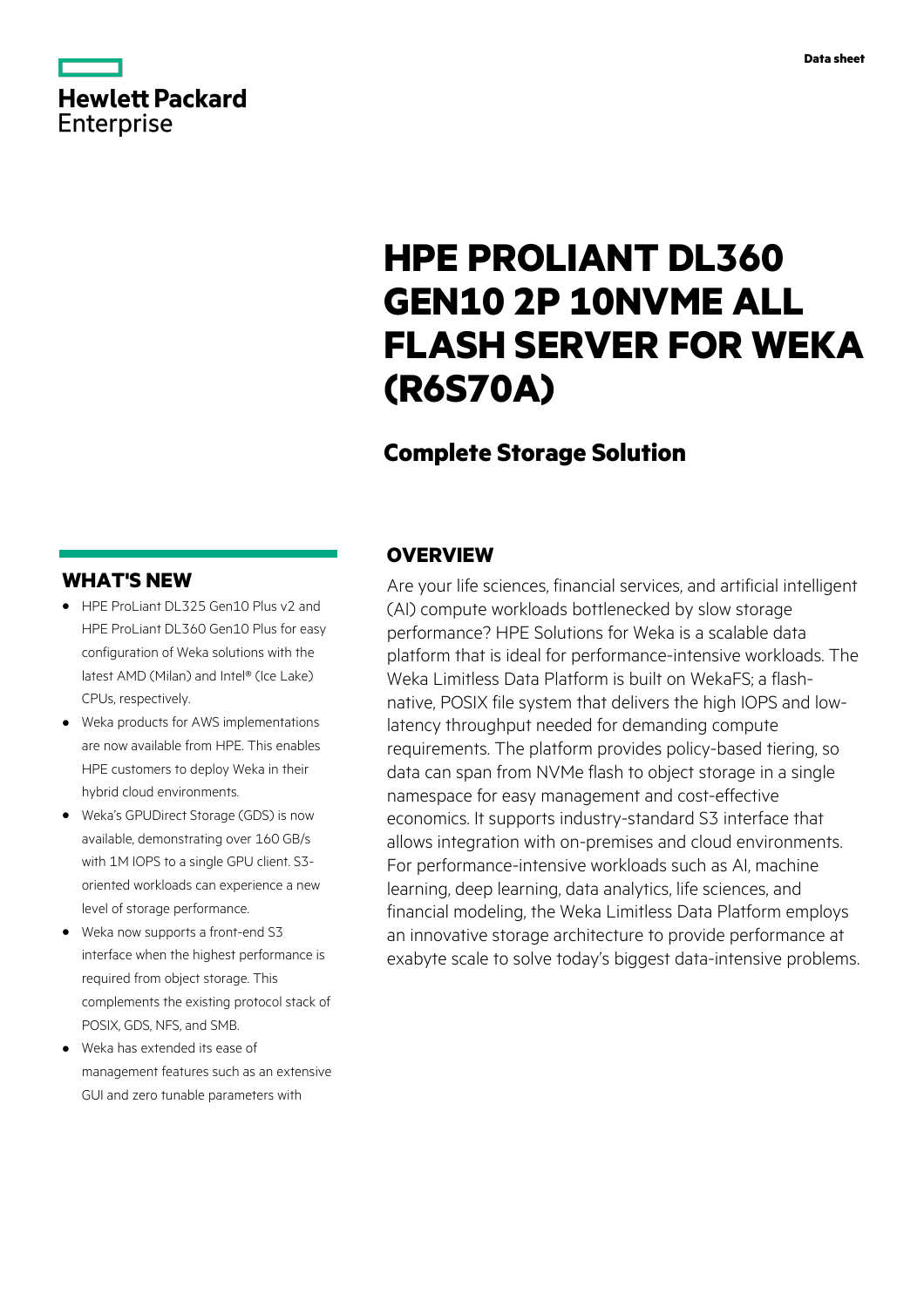Data sheet

# HPE PROLIANT DL360 GEN10 2P 10NVME ALL FLASH SERVER FOR WEKA (R6S70A)

## Complete Storage Solution

## OVERVIEW

Are your life sciences, financial services, and artificial intelligent (AI) compute workloads bottlenecked by slow storage performance? HPE Solutions for Weka is a scalable data platform that is ideal for performance-intensive workloads. The Weka Limitless Data Platform is built on WekaFS; a flash-native, POSIX file system that delivers the high IOPS and low-latency throughput needed for demanding compute requirements. The platform provides policy-based tiering, so data can span from NVMe flash to object storage in a single namespace for easy management and cost-effective economics. It supports industry-standard S3 interface that allows integration with on-premises and cloud environments. For performance-intensive workloads such as AI, machine learning, deep learning, data analytics, life sciences, and financial modeling, the Weka Limitless Data Platform employs an innovative storage architecture to provide performance at exabyte scale to solve today's biggest data-intensive problems.

## WHAT'S NEW

- HPE ProLiant DL325 Gen10 Plus v2 and HPE ProLiant DL360 Gen10 Plus for easy configuration of Weka solutions with the latest AMD (Milan) and Intel® (Ice Lake) CPUs, respectively.
- Weka products for AWS implementations are now available from HPE. This enables HPE customers to deploy Weka in their hybrid cloud environments.
- Weka's GPUDirect Storage (GDS) is now available, demonstrating over 160 GB/s with 1M IOPS to a single GPU client. S3-oriented workloads can experience a new level of storage performance.
- Weka now supports a front-end S3 interface when the highest performance is required from object storage. This complements the existing protocol stack of POSIX, GDS, NFS, and SMB.
- Weka has extended its ease of management features such as an extensive GUI and zero tunable parameters with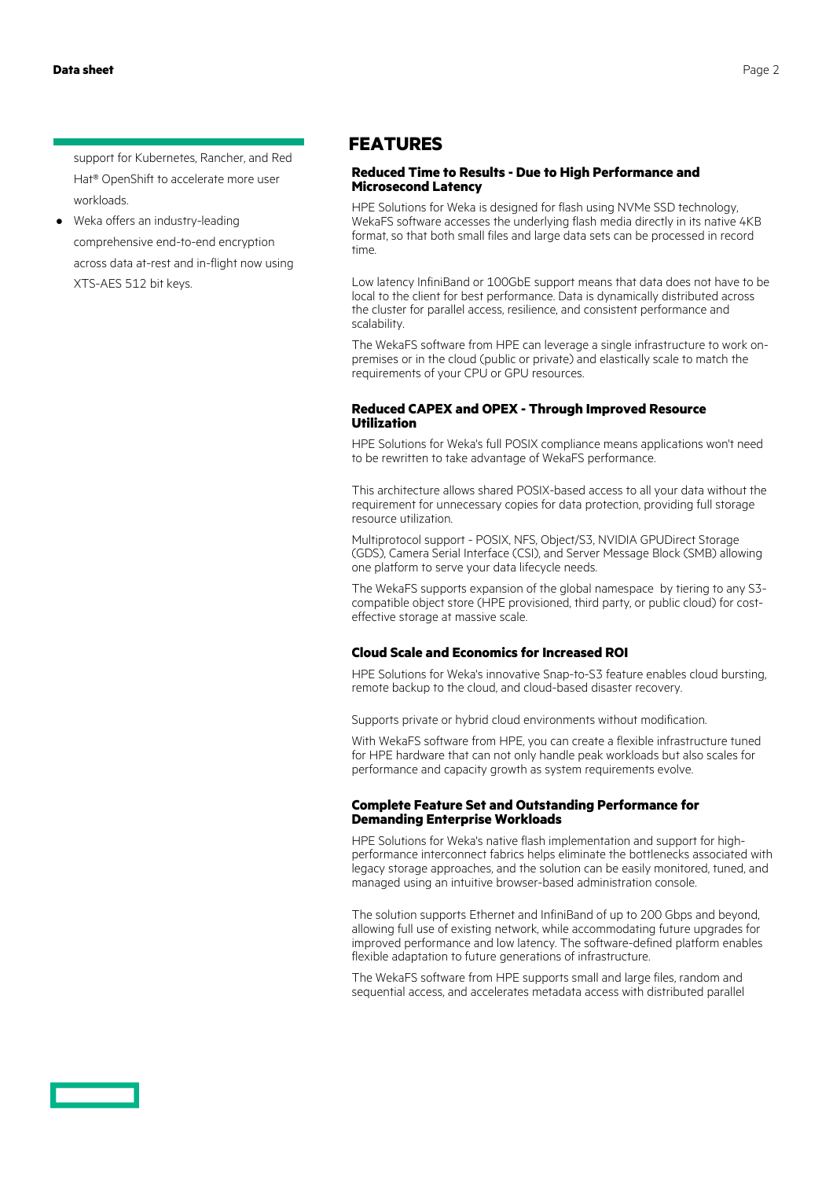support for Kubernetes, Rancher, and Red Hat® OpenShift to accelerate more user workloads.

- Weka offers an industry-leading comprehensive end-to-end encryption across data at-rest and in-flight now using XTS-AES 512 bit keys.

## FEATURES

### Reduced Time to Results - Due to High Performance and Microsecond Latency

HPE Solutions for Weka is designed for flash using NVMe SSD technology, WekaFS software accesses the underlying flash media directly in its native 4KB format, so that both small files and large data sets can be processed in record time.

Low latency InfiniBand or 100GbE support means that data does not have to be local to the client for best performance. Data is dynamically distributed across the cluster for parallel access, resilience, and consistent performance and scalability.

The WekaFS software from HPE can leverage a single infrastructure to work on-premises or in the cloud (public or private) and elastically scale to match the requirements of your CPU or GPU resources.

### Reduced CAPEX and OPEX - Through Improved Resource Utilization

HPE Solutions for Weka's full POSIX compliance means applications won't need to be rewritten to take advantage of WekaFS performance.

This architecture allows shared POSIX-based access to all your data without the requirement for unnecessary copies for data protection, providing full storage resource utilization.

Multiprotocol support - POSIX, NFS, Object/S3, NVIDIA GPUDirect Storage (GDS), Camera Serial Interface (CSI), and Server Message Block (SMB) allowing one platform to serve your data lifecycle needs.

The WekaFS supports expansion of the global namespace by tiering to any S3-compatible object store (HPE provisioned, third party, or public cloud) for cost-effective storage at massive scale.

### Cloud Scale and Economics for Increased ROI

HPE Solutions for Weka's innovative Snap-to-S3 feature enables cloud bursting, remote backup to the cloud, and cloud-based disaster recovery.

Supports private or hybrid cloud environments without modification.

With WekaFS software from HPE, you can create a flexible infrastructure tuned for HPE hardware that can not only handle peak workloads but also scales for performance and capacity growth as system requirements evolve.

### Complete Feature Set and Outstanding Performance for Demanding Enterprise Workloads

HPE Solutions for Weka's native flash implementation and support for high-performance interconnect fabrics helps eliminate the bottlenecks associated with legacy storage approaches, and the solution can be easily monitored, tuned, and managed using an intuitive browser-based administration console.

The solution supports Ethernet and InfiniBand of up to 200 Gbps and beyond, allowing full use of existing network, while accommodating future upgrades for improved performance and low latency. The software-defined platform enables flexible adaptation to future generations of infrastructure.

The WekaFS software from HPE supports small and large files, random and sequential access, and accelerates metadata access with distributed parallel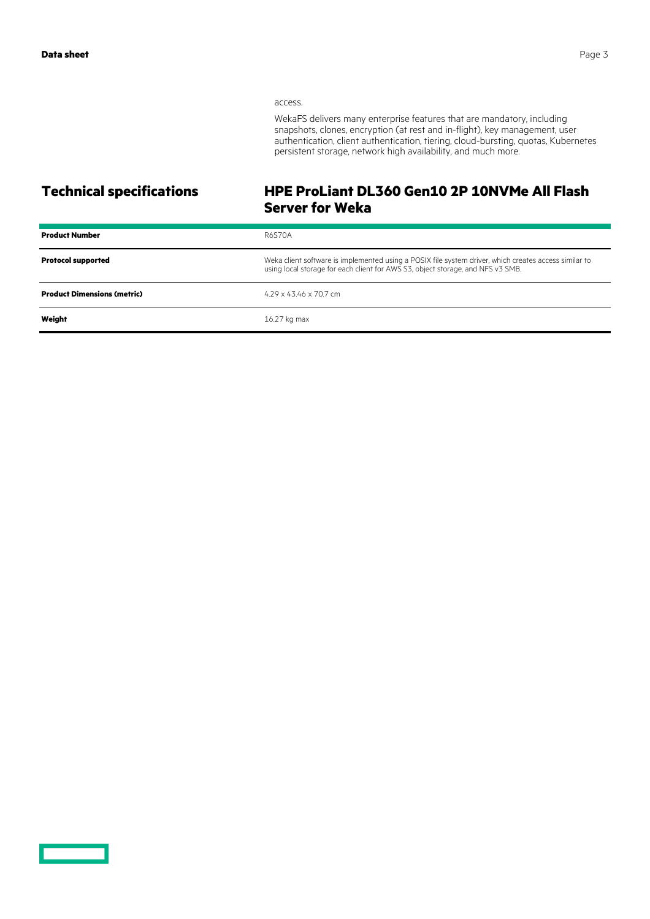access.

WekaFS delivers many enterprise features that are mandatory, including snapshots, clones, encryption (at rest and in-flight), key management, user authentication, client authentication, tiering, cloud-bursting, quotas, Kubernetes persistent storage, network high availability, and much more.

## Technical specifications

## HPE ProLiant DL360 Gen10 2P 10NVMe All Flash Server for Weka

| | |
|---|---|
| **Product Number** | R6S70A |
| **Protocol supported** | Weka client software is implemented using a POSIX file system driver, which creates access similar to using local storage for each client for AWS S3, object storage, and NFS v3 SMB. |
| **Product Dimensions (metric)** | 4.29 x 43.46 x 70.7 cm |
| **Weight** | 16.27 kg max |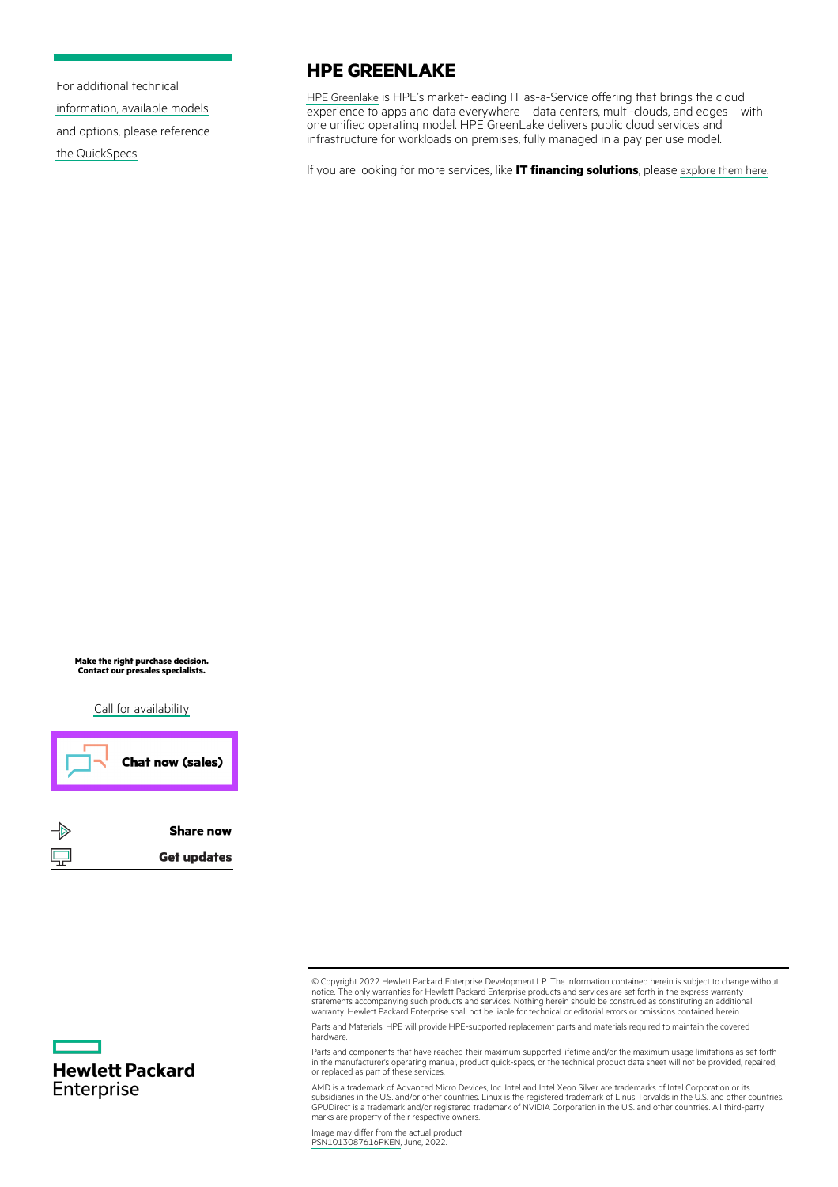For additional technical information, available models and options, please reference the QuickSpecs

## HPE GREENLAKE

HPE Greenlake is HPE's market-leading IT as-a-Service offering that brings the cloud experience to apps and data everywhere – data centers, multi-clouds, and edges – with one unified operating model. HPE GreenLake delivers public cloud services and infrastructure for workloads on premises, fully managed in a pay per use model.

If you are looking for more services, like **IT financing solutions**, please explore them here.

**Make the right purchase decision. Contact our presales specialists.**

Call for availability

**Chat now (sales)**

**Share now**

**Get updates**

**Hewlett Packard Enterprise**

© Copyright 2022 Hewlett Packard Enterprise Development LP. The information contained herein is subject to change without notice. The only warranties for Hewlett Packard Enterprise products and services are set forth in the express warranty statements accompanying such products and services. Nothing herein should be construed as constituting an additional warranty. Hewlett Packard Enterprise shall not be liable for technical or editorial errors or omissions contained herein.

Parts and Materials: HPE will provide HPE-supported replacement parts and materials required to maintain the covered hardware.

Parts and components that have reached their maximum supported lifetime and/or the maximum usage limitations as set forth in the manufacturer's operating manual, product quick-specs, or the technical product data sheet will not be provided, repaired, or replaced as part of these services.

AMD is a trademark of Advanced Micro Devices, Inc. Intel and Intel Xeon Silver are trademarks of Intel Corporation or its subsidiaries in the U.S. and/or other countries. Linux is the registered trademark of Linus Torvalds in the U.S. and other countries. GPUDirect is a trademark and/or registered trademark of NVIDIA Corporation in the U.S. and other countries. All third-party marks are property of their respective owners.

Image may differ from the actual product
PSN1013087616PKEN, June, 2022.